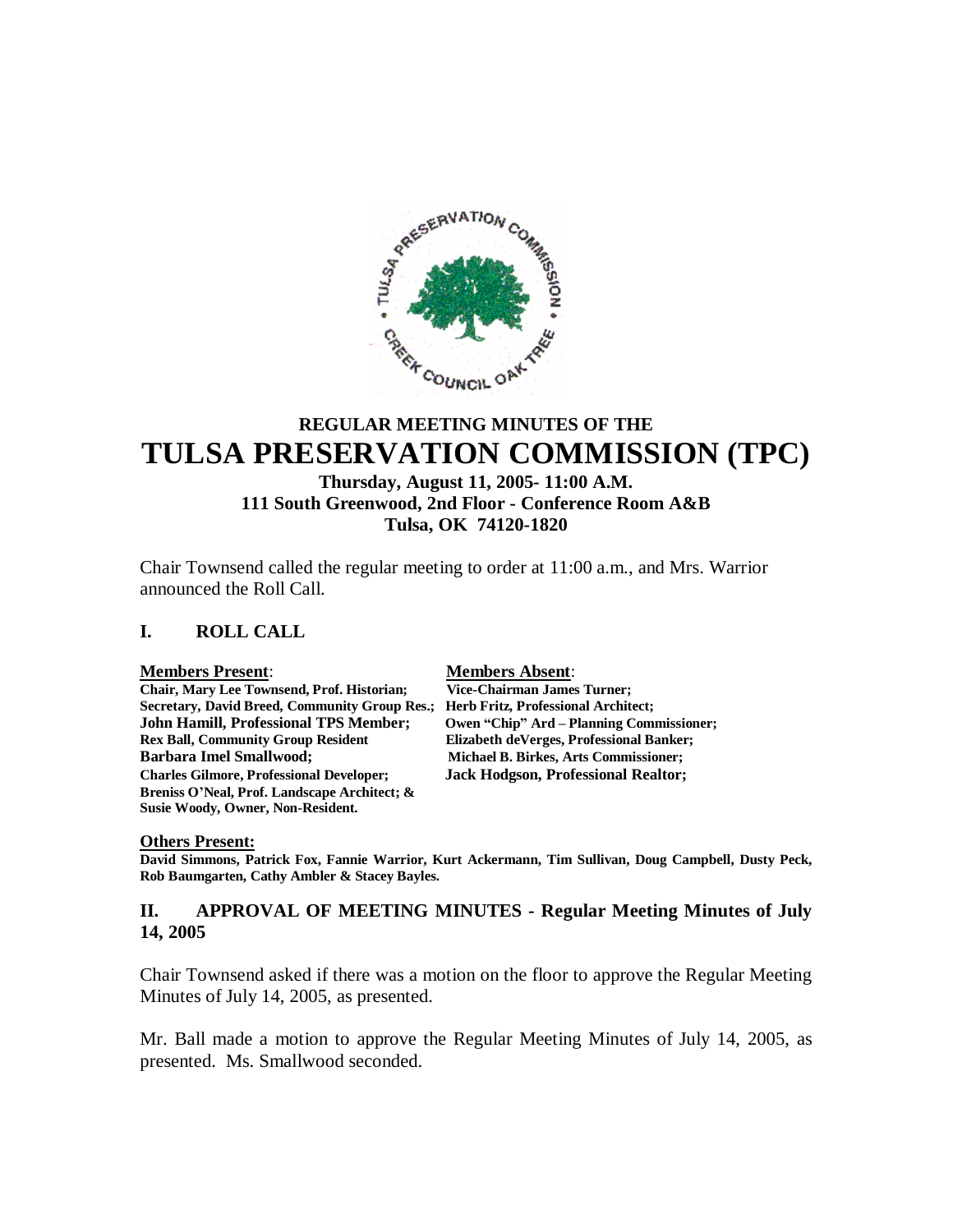# REGULAR MEETING MINUTES OF THE
# TULSA PRESERVATION COMMISSION (TPC)

### Thursday, August 11, 2005- 11:00 A.M.
### 111 South Greenwood, 2nd Floor - Conference Room A&B
### Tulsa, OK 74120-1820

Chair Townsend called the regular meeting to order at 11:00 a.m., and Mrs. Warrior announced the Roll Call.

## I. ROLL CALL

| **Members Present**: | **Members Absent**: |
|---|---|
| **Chair, Mary Lee Townsend, Prof. Historian;** | **Vice-Chairman James Turner;** |
| **Secretary, David Breed, Community Group Res.;** | **Herb Fritz, Professional Architect;** |
| **John Hamill, Professional TPS Member;** | **Owen "Chip" Ard – Planning Commissioner;** |
| **Rex Ball, Community Group Resident** | **Elizabeth deVerges, Professional Banker;** |
| **Barbara Imel Smallwood;** | **Michael B. Birkes, Arts Commissioner;** |
| **Charles Gilmore, Professional Developer;** | **Jack Hodgson, Professional Realtor;** |
| **Breniss O'Neal, Prof. Landscape Architect; &** | |
| **Susie Woody, Owner, Non-Resident.** | |

**Others Present:**

**David Simmons, Patrick Fox, Fannie Warrior, Kurt Ackermann, Tim Sullivan, Doug Campbell, Dusty Peck, Rob Baumgarten, Cathy Ambler & Stacey Bayles.**

## II. APPROVAL OF MEETING MINUTES - Regular Meeting Minutes of July 14, 2005

Chair Townsend asked if there was a motion on the floor to approve the Regular Meeting Minutes of July 14, 2005, as presented.

Mr. Ball made a motion to approve the Regular Meeting Minutes of July 14, 2005, as presented. Ms. Smallwood seconded.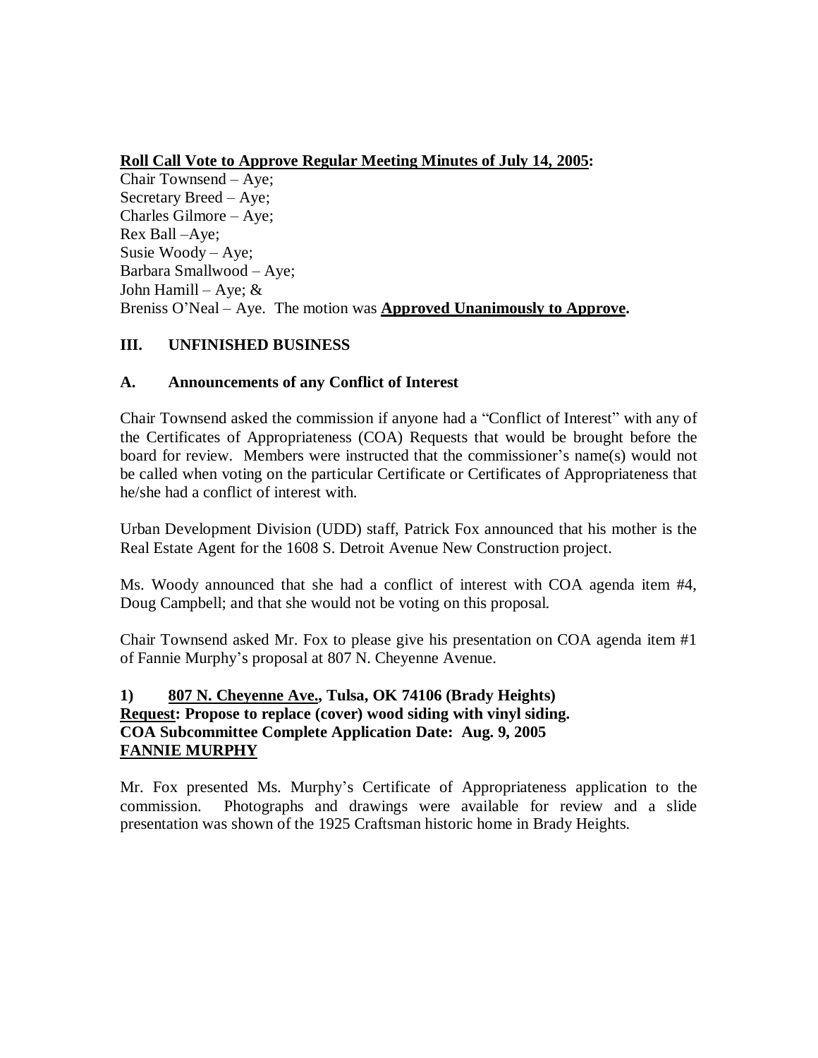**<u>Roll Call Vote to Approve Regular Meeting Minutes of July 14, 2005</u>:**
Chair Townsend – Aye;
Secretary Breed – Aye;
Charles Gilmore – Aye;
Rex Ball –Aye;
Susie Woody – Aye;
Barbara Smallwood – Aye;
John Hamill – Aye; &
Breniss O'Neal – Aye. The motion was **<u>Approved Unanimously to Approve</u>.**

## III. UNFINISHED BUSINESS

### A. Announcements of any Conflict of Interest

Chair Townsend asked the commission if anyone had a "Conflict of Interest" with any of the Certificates of Appropriateness (COA) Requests that would be brought before the board for review. Members were instructed that the commissioner's name(s) would not be called when voting on the particular Certificate or Certificates of Appropriateness that he/she had a conflict of interest with.

Urban Development Division (UDD) staff, Patrick Fox announced that his mother is the Real Estate Agent for the 1608 S. Detroit Avenue New Construction project.

Ms. Woody announced that she had a conflict of interest with COA agenda item #4, Doug Campbell; and that she would not be voting on this proposal.

Chair Townsend asked Mr. Fox to please give his presentation on COA agenda item #1 of Fannie Murphy's proposal at 807 N. Cheyenne Avenue.

**1) <u>807 N. Cheyenne Ave.</u>, Tulsa, OK 74106 (Brady Heights)**
**<u>Request</u>: Propose to replace (cover) wood siding with vinyl siding.**
**COA Subcommittee Complete Application Date: Aug. 9, 2005**
**<u>FANNIE MURPHY</u>**

Mr. Fox presented Ms. Murphy's Certificate of Appropriateness application to the commission. Photographs and drawings were available for review and a slide presentation was shown of the 1925 Craftsman historic home in Brady Heights.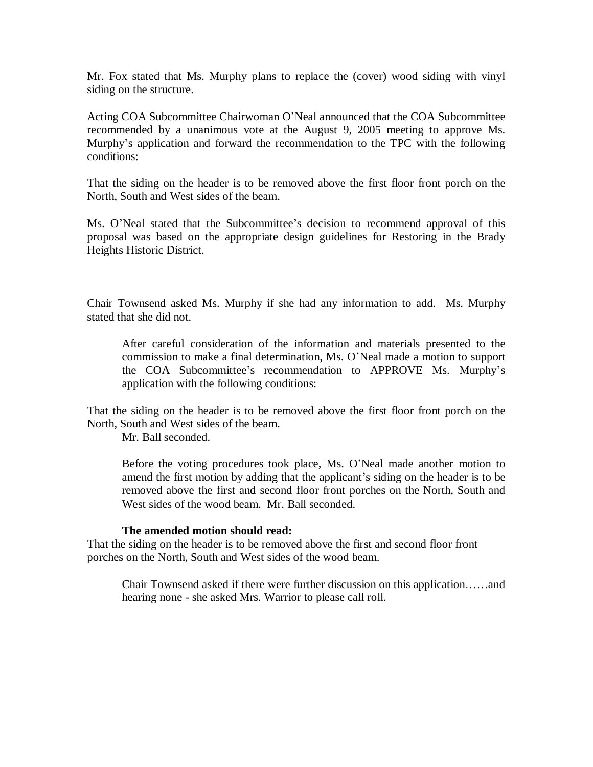Mr. Fox stated that Ms. Murphy plans to replace the (cover) wood siding with vinyl siding on the structure.

Acting COA Subcommittee Chairwoman O'Neal announced that the COA Subcommittee recommended by a unanimous vote at the August 9, 2005 meeting to approve Ms. Murphy's application and forward the recommendation to the TPC with the following conditions:

That the siding on the header is to be removed above the first floor front porch on the North, South and West sides of the beam.

Ms. O'Neal stated that the Subcommittee's decision to recommend approval of this proposal was based on the appropriate design guidelines for Restoring in the Brady Heights Historic District.

Chair Townsend asked Ms. Murphy if she had any information to add. Ms. Murphy stated that she did not.

> After careful consideration of the information and materials presented to the commission to make a final determination, Ms. O'Neal made a motion to support the COA Subcommittee's recommendation to APPROVE Ms. Murphy's application with the following conditions:

That the siding on the header is to be removed above the first floor front porch on the North, South and West sides of the beam.

> Mr. Ball seconded.
>
> Before the voting procedures took place, Ms. O'Neal made another motion to amend the first motion by adding that the applicant's siding on the header is to be removed above the first and second floor front porches on the North, South and West sides of the wood beam. Mr. Ball seconded.
>
> **The amended motion should read:**

That the siding on the header is to be removed above the first and second floor front porches on the North, South and West sides of the wood beam.

> Chair Townsend asked if there were further discussion on this application……and hearing none - she asked Mrs. Warrior to please call roll.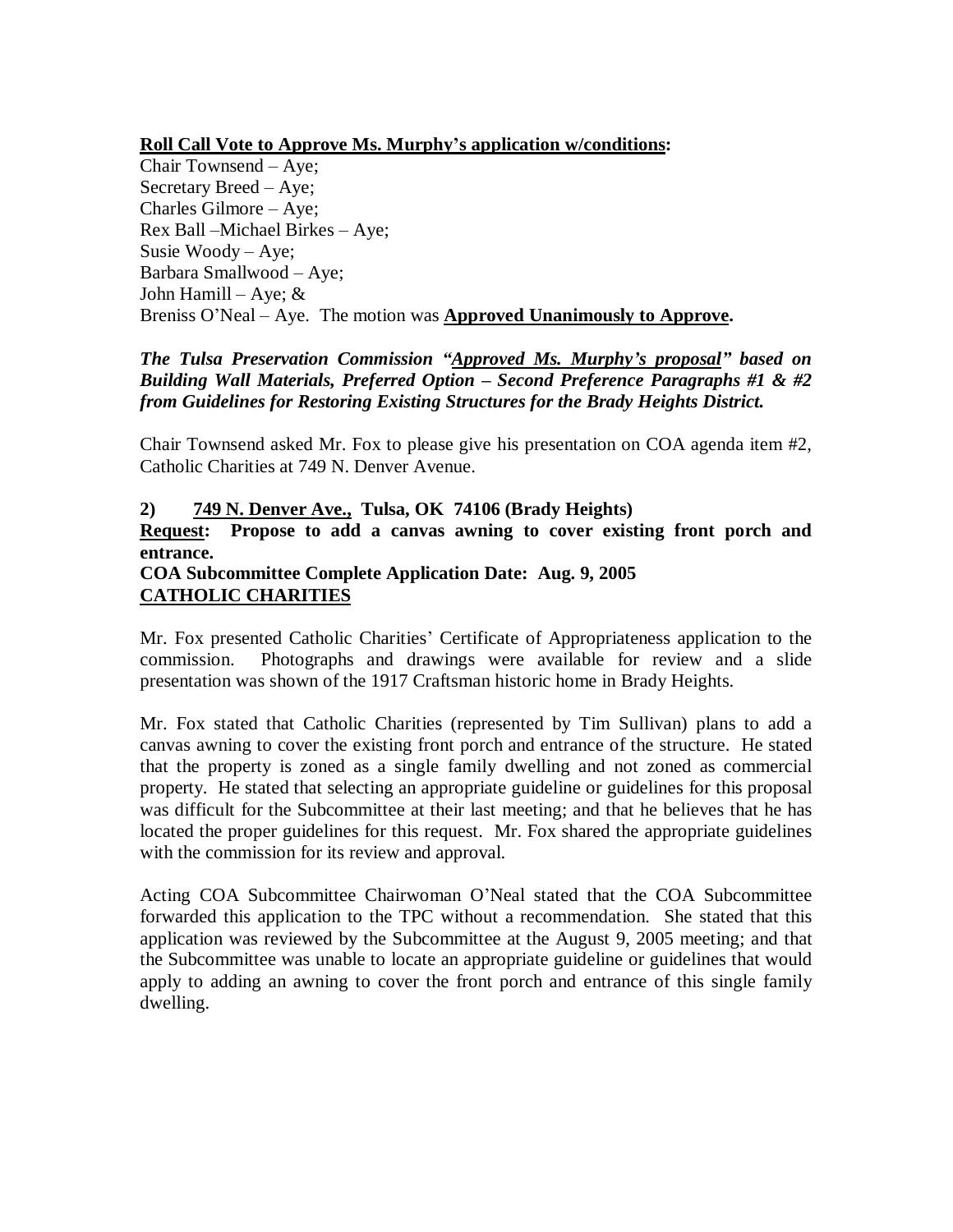**Roll Call Vote to Approve Ms. Murphy's application w/conditions:**

Chair Townsend – Aye;
Secretary Breed – Aye;
Charles Gilmore – Aye;
Rex Ball –Michael Birkes – Aye;
Susie Woody – Aye;
Barbara Smallwood – Aye;
John Hamill – Aye; &
Breniss O'Neal – Aye. The motion was **Approved Unanimously to Approve.**

***The Tulsa Preservation Commission "Approved Ms. Murphy's proposal" based on Building Wall Materials, Preferred Option – Second Preference Paragraphs #1 & #2 from Guidelines for Restoring Existing Structures for the Brady Heights District.***

Chair Townsend asked Mr. Fox to please give his presentation on COA agenda item #2, Catholic Charities at 749 N. Denver Avenue.

**2) 749 N. Denver Ave., Tulsa, OK 74106 (Brady Heights)**
**Request: Propose to add a canvas awning to cover existing front porch and entrance.**
**COA Subcommittee Complete Application Date: Aug. 9, 2005**
**CATHOLIC CHARITIES**

Mr. Fox presented Catholic Charities' Certificate of Appropriateness application to the commission. Photographs and drawings were available for review and a slide presentation was shown of the 1917 Craftsman historic home in Brady Heights.

Mr. Fox stated that Catholic Charities (represented by Tim Sullivan) plans to add a canvas awning to cover the existing front porch and entrance of the structure. He stated that the property is zoned as a single family dwelling and not zoned as commercial property. He stated that selecting an appropriate guideline or guidelines for this proposal was difficult for the Subcommittee at their last meeting; and that he believes that he has located the proper guidelines for this request. Mr. Fox shared the appropriate guidelines with the commission for its review and approval.

Acting COA Subcommittee Chairwoman O'Neal stated that the COA Subcommittee forwarded this application to the TPC without a recommendation. She stated that this application was reviewed by the Subcommittee at the August 9, 2005 meeting; and that the Subcommittee was unable to locate an appropriate guideline or guidelines that would apply to adding an awning to cover the front porch and entrance of this single family dwelling.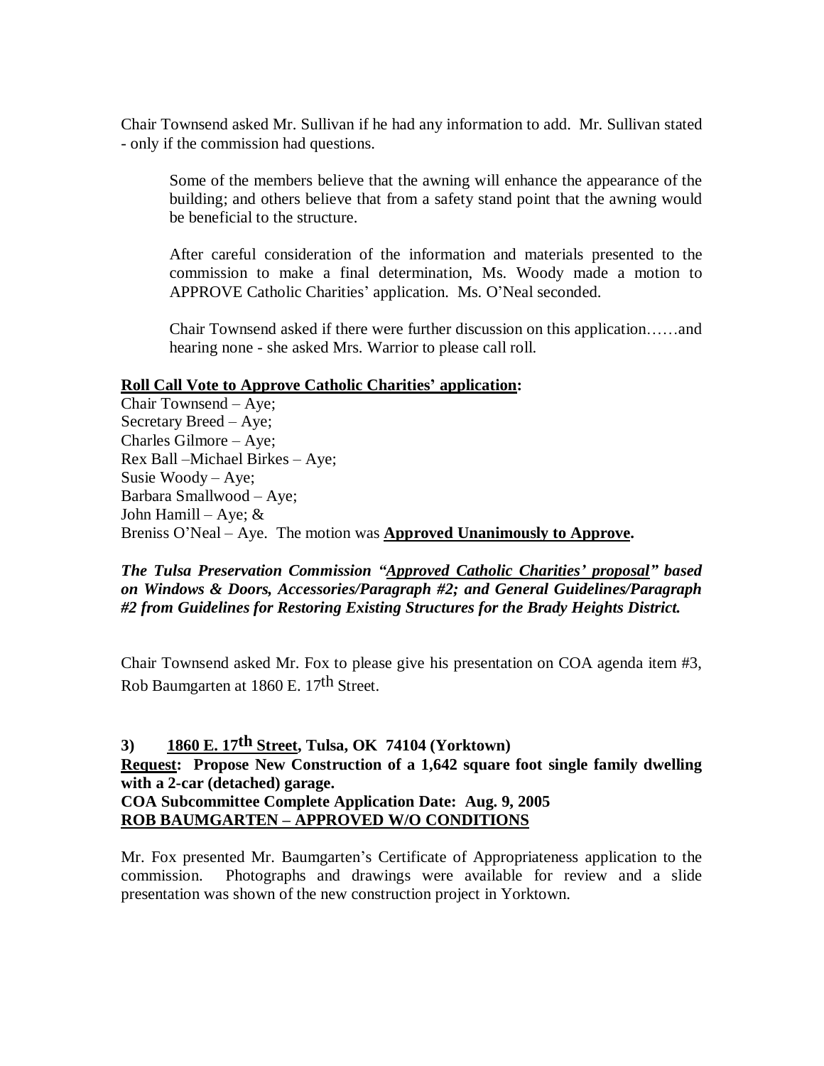Chair Townsend asked Mr. Sullivan if he had any information to add. Mr. Sullivan stated - only if the commission had questions.

> Some of the members believe that the awning will enhance the appearance of the building; and others believe that from a safety stand point that the awning would be beneficial to the structure.
>
> After careful consideration of the information and materials presented to the commission to make a final determination, Ms. Woody made a motion to APPROVE Catholic Charities' application. Ms. O'Neal seconded.
>
> Chair Townsend asked if there were further discussion on this application……and hearing none - she asked Mrs. Warrior to please call roll.

**Roll Call Vote to Approve Catholic Charities' application:**

Chair Townsend – Aye;
Secretary Breed – Aye;
Charles Gilmore – Aye;
Rex Ball –Michael Birkes – Aye;
Susie Woody – Aye;
Barbara Smallwood – Aye;
John Hamill – Aye; &
Breniss O'Neal – Aye. The motion was **Approved Unanimously to Approve.**

***The Tulsa Preservation Commission "Approved Catholic Charities' proposal" based on Windows & Doors, Accessories/Paragraph #2; and General Guidelines/Paragraph #2 from Guidelines for Restoring Existing Structures for the Brady Heights District.***

Chair Townsend asked Mr. Fox to please give his presentation on COA agenda item #3, Rob Baumgarten at 1860 E. 17th Street.

**3) 1860 E. 17th Street, Tulsa, OK 74104 (Yorktown)**

**Request: Propose New Construction of a 1,642 square foot single family dwelling with a 2-car (detached) garage.**

**COA Subcommittee Complete Application Date: Aug. 9, 2005**

**ROB BAUMGARTEN – APPROVED W/O CONDITIONS**

Mr. Fox presented Mr. Baumgarten's Certificate of Appropriateness application to the commission. Photographs and drawings were available for review and a slide presentation was shown of the new construction project in Yorktown.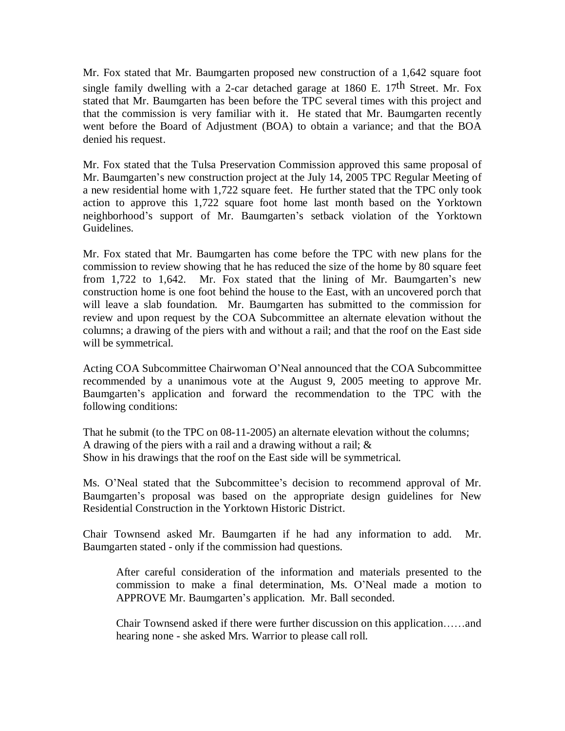Mr. Fox stated that Mr. Baumgarten proposed new construction of a 1,642 square foot single family dwelling with a 2-car detached garage at 1860 E. 17th Street. Mr. Fox stated that Mr. Baumgarten has been before the TPC several times with this project and that the commission is very familiar with it. He stated that Mr. Baumgarten recently went before the Board of Adjustment (BOA) to obtain a variance; and that the BOA denied his request.

Mr. Fox stated that the Tulsa Preservation Commission approved this same proposal of Mr. Baumgarten's new construction project at the July 14, 2005 TPC Regular Meeting of a new residential home with 1,722 square feet. He further stated that the TPC only took action to approve this 1,722 square foot home last month based on the Yorktown neighborhood's support of Mr. Baumgarten's setback violation of the Yorktown Guidelines.

Mr. Fox stated that Mr. Baumgarten has come before the TPC with new plans for the commission to review showing that he has reduced the size of the home by 80 square feet from 1,722 to 1,642. Mr. Fox stated that the lining of Mr. Baumgarten's new construction home is one foot behind the house to the East, with an uncovered porch that will leave a slab foundation. Mr. Baumgarten has submitted to the commission for review and upon request by the COA Subcommittee an alternate elevation without the columns; a drawing of the piers with and without a rail; and that the roof on the East side will be symmetrical.

Acting COA Subcommittee Chairwoman O'Neal announced that the COA Subcommittee recommended by a unanimous vote at the August 9, 2005 meeting to approve Mr. Baumgarten's application and forward the recommendation to the TPC with the following conditions:

That he submit (to the TPC on 08-11-2005) an alternate elevation without the columns;
A drawing of the piers with a rail and a drawing without a rail; &
Show in his drawings that the roof on the East side will be symmetrical.

Ms. O'Neal stated that the Subcommittee's decision to recommend approval of Mr. Baumgarten's proposal was based on the appropriate design guidelines for New Residential Construction in the Yorktown Historic District.

Chair Townsend asked Mr. Baumgarten if he had any information to add. Mr. Baumgarten stated - only if the commission had questions.

> After careful consideration of the information and materials presented to the commission to make a final determination, Ms. O'Neal made a motion to APPROVE Mr. Baumgarten's application. Mr. Ball seconded.
>
> Chair Townsend asked if there were further discussion on this application……and hearing none - she asked Mrs. Warrior to please call roll.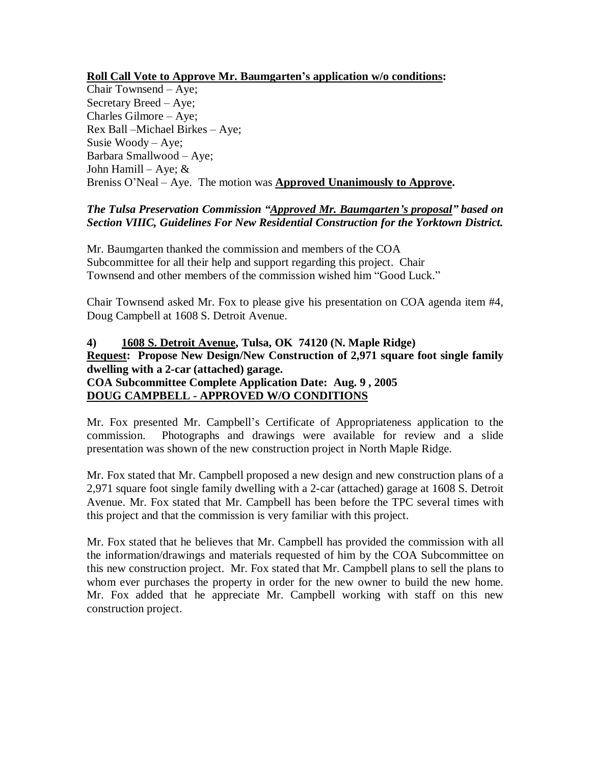**Roll Call Vote to Approve Mr. Baumgarten's application w/o conditions:**
Chair Townsend – Aye;
Secretary Breed – Aye;
Charles Gilmore – Aye;
Rex Ball –Michael Birkes – Aye;
Susie Woody – Aye;
Barbara Smallwood – Aye;
John Hamill – Aye; &
Breniss O'Neal – Aye. The motion was **Approved Unanimously to Approve.**

***The Tulsa Preservation Commission "Approved Mr. Baumgarten's proposal" based on Section VIIIC, Guidelines For New Residential Construction for the Yorktown District.***

Mr. Baumgarten thanked the commission and members of the COA Subcommittee for all their help and support regarding this project. Chair Townsend and other members of the commission wished him "Good Luck."

Chair Townsend asked Mr. Fox to please give his presentation on COA agenda item #4, Doug Campbell at 1608 S. Detroit Avenue.

**4) 1608 S. Detroit Avenue, Tulsa, OK 74120 (N. Maple Ridge)**
**Request: Propose New Design/New Construction of 2,971 square foot single family dwelling with a 2-car (attached) garage.**
**COA Subcommittee Complete Application Date: Aug. 9 , 2005**
**DOUG CAMPBELL - APPROVED W/O CONDITIONS**

Mr. Fox presented Mr. Campbell's Certificate of Appropriateness application to the commission. Photographs and drawings were available for review and a slide presentation was shown of the new construction project in North Maple Ridge.

Mr. Fox stated that Mr. Campbell proposed a new design and new construction plans of a 2,971 square foot single family dwelling with a 2-car (attached) garage at 1608 S. Detroit Avenue. Mr. Fox stated that Mr. Campbell has been before the TPC several times with this project and that the commission is very familiar with this project.

Mr. Fox stated that he believes that Mr. Campbell has provided the commission with all the information/drawings and materials requested of him by the COA Subcommittee on this new construction project. Mr. Fox stated that Mr. Campbell plans to sell the plans to whom ever purchases the property in order for the new owner to build the new home. Mr. Fox added that he appreciate Mr. Campbell working with staff on this new construction project.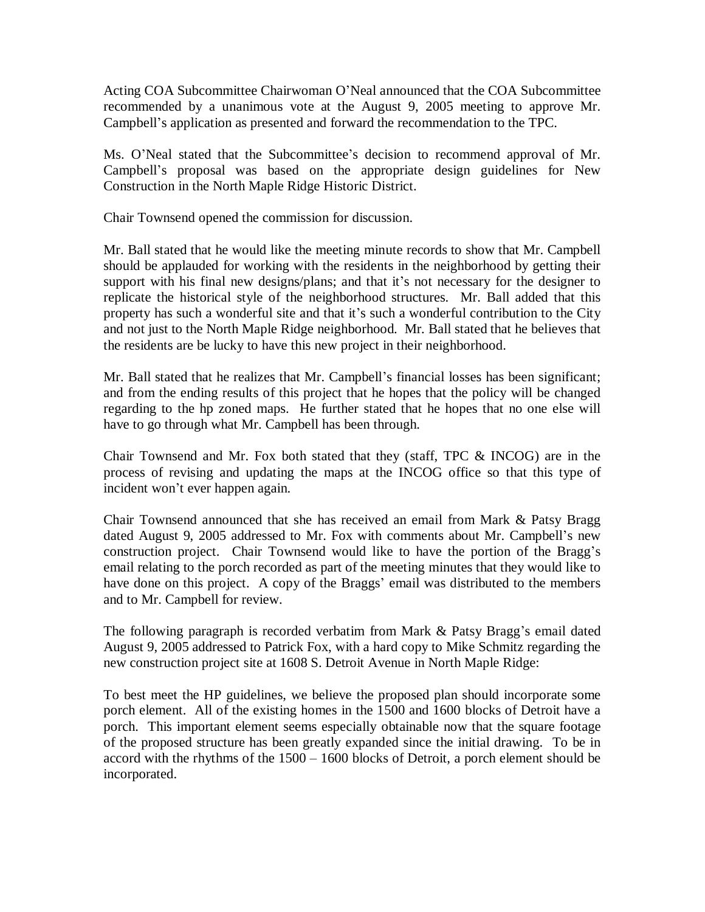Acting COA Subcommittee Chairwoman O'Neal announced that the COA Subcommittee recommended by a unanimous vote at the August 9, 2005 meeting to approve Mr. Campbell's application as presented and forward the recommendation to the TPC.

Ms. O'Neal stated that the Subcommittee's decision to recommend approval of Mr. Campbell's proposal was based on the appropriate design guidelines for New Construction in the North Maple Ridge Historic District.

Chair Townsend opened the commission for discussion.

Mr. Ball stated that he would like the meeting minute records to show that Mr. Campbell should be applauded for working with the residents in the neighborhood by getting their support with his final new designs/plans; and that it's not necessary for the designer to replicate the historical style of the neighborhood structures. Mr. Ball added that this property has such a wonderful site and that it's such a wonderful contribution to the City and not just to the North Maple Ridge neighborhood. Mr. Ball stated that he believes that the residents are be lucky to have this new project in their neighborhood.

Mr. Ball stated that he realizes that Mr. Campbell's financial losses has been significant; and from the ending results of this project that he hopes that the policy will be changed regarding to the hp zoned maps. He further stated that he hopes that no one else will have to go through what Mr. Campbell has been through.

Chair Townsend and Mr. Fox both stated that they (staff, TPC & INCOG) are in the process of revising and updating the maps at the INCOG office so that this type of incident won't ever happen again.

Chair Townsend announced that she has received an email from Mark & Patsy Bragg dated August 9, 2005 addressed to Mr. Fox with comments about Mr. Campbell's new construction project. Chair Townsend would like to have the portion of the Bragg's email relating to the porch recorded as part of the meeting minutes that they would like to have done on this project. A copy of the Braggs' email was distributed to the members and to Mr. Campbell for review.

The following paragraph is recorded verbatim from Mark & Patsy Bragg's email dated August 9, 2005 addressed to Patrick Fox, with a hard copy to Mike Schmitz regarding the new construction project site at 1608 S. Detroit Avenue in North Maple Ridge:

To best meet the HP guidelines, we believe the proposed plan should incorporate some porch element. All of the existing homes in the 1500 and 1600 blocks of Detroit have a porch. This important element seems especially obtainable now that the square footage of the proposed structure has been greatly expanded since the initial drawing. To be in accord with the rhythms of the 1500 – 1600 blocks of Detroit, a porch element should be incorporated.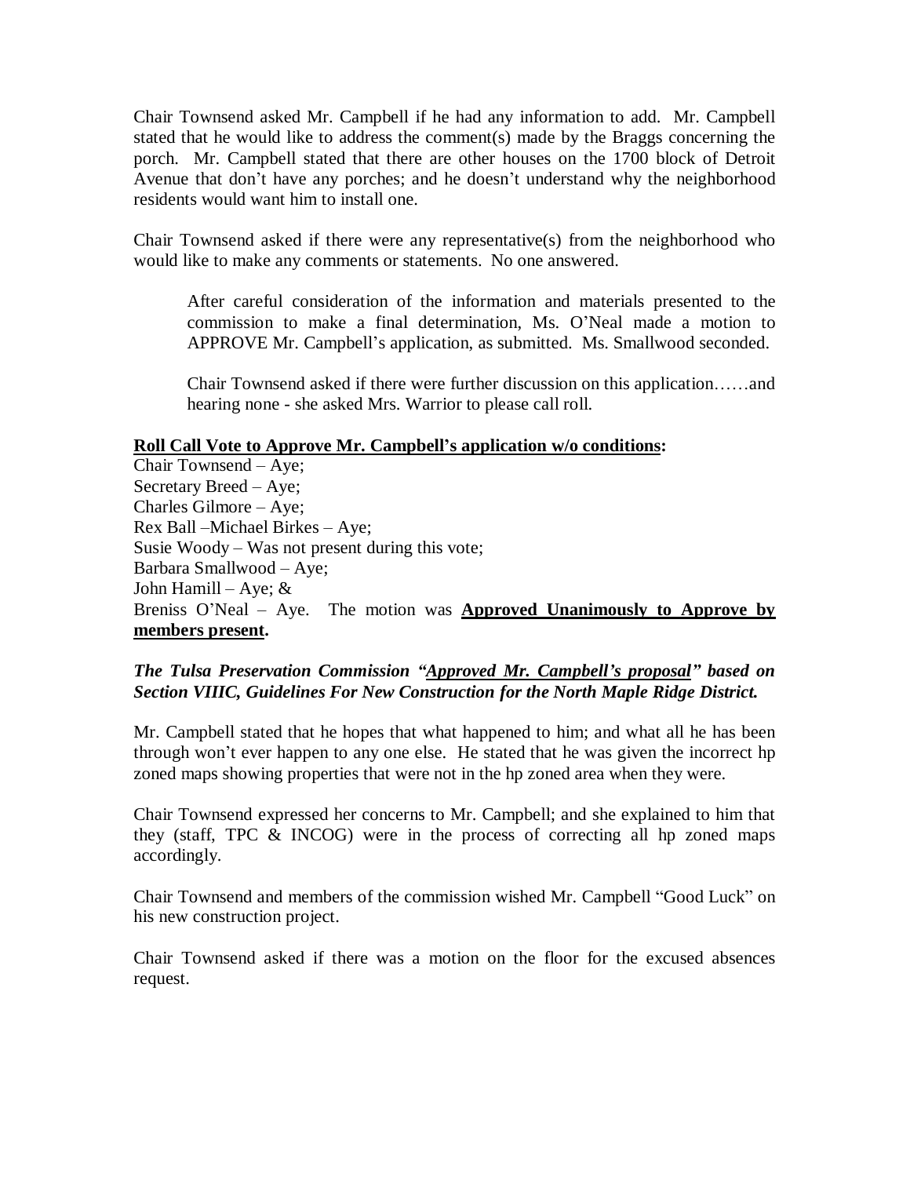Chair Townsend asked Mr. Campbell if he had any information to add. Mr. Campbell stated that he would like to address the comment(s) made by the Braggs concerning the porch. Mr. Campbell stated that there are other houses on the 1700 block of Detroit Avenue that don't have any porches; and he doesn't understand why the neighborhood residents would want him to install one.

Chair Townsend asked if there were any representative(s) from the neighborhood who would like to make any comments or statements. No one answered.

> After careful consideration of the information and materials presented to the commission to make a final determination, Ms. O'Neal made a motion to APPROVE Mr. Campbell's application, as submitted. Ms. Smallwood seconded.
>
> Chair Townsend asked if there were further discussion on this application……and hearing none - she asked Mrs. Warrior to please call roll.

**Roll Call Vote to Approve Mr. Campbell's application w/o conditions:**

Chair Townsend – Aye;
Secretary Breed – Aye;
Charles Gilmore – Aye;
Rex Ball –Michael Birkes – Aye;
Susie Woody – Was not present during this vote;
Barbara Smallwood – Aye;
John Hamill – Aye; &
Breniss O'Neal – Aye. The motion was **Approved Unanimously to Approve by members present.**

***The Tulsa Preservation Commission "Approved Mr. Campbell's proposal" based on Section VIIIC, Guidelines For New Construction for the North Maple Ridge District.***

Mr. Campbell stated that he hopes that what happened to him; and what all he has been through won't ever happen to any one else. He stated that he was given the incorrect hp zoned maps showing properties that were not in the hp zoned area when they were.

Chair Townsend expressed her concerns to Mr. Campbell; and she explained to him that they (staff, TPC & INCOG) were in the process of correcting all hp zoned maps accordingly.

Chair Townsend and members of the commission wished Mr. Campbell "Good Luck" on his new construction project.

Chair Townsend asked if there was a motion on the floor for the excused absences request.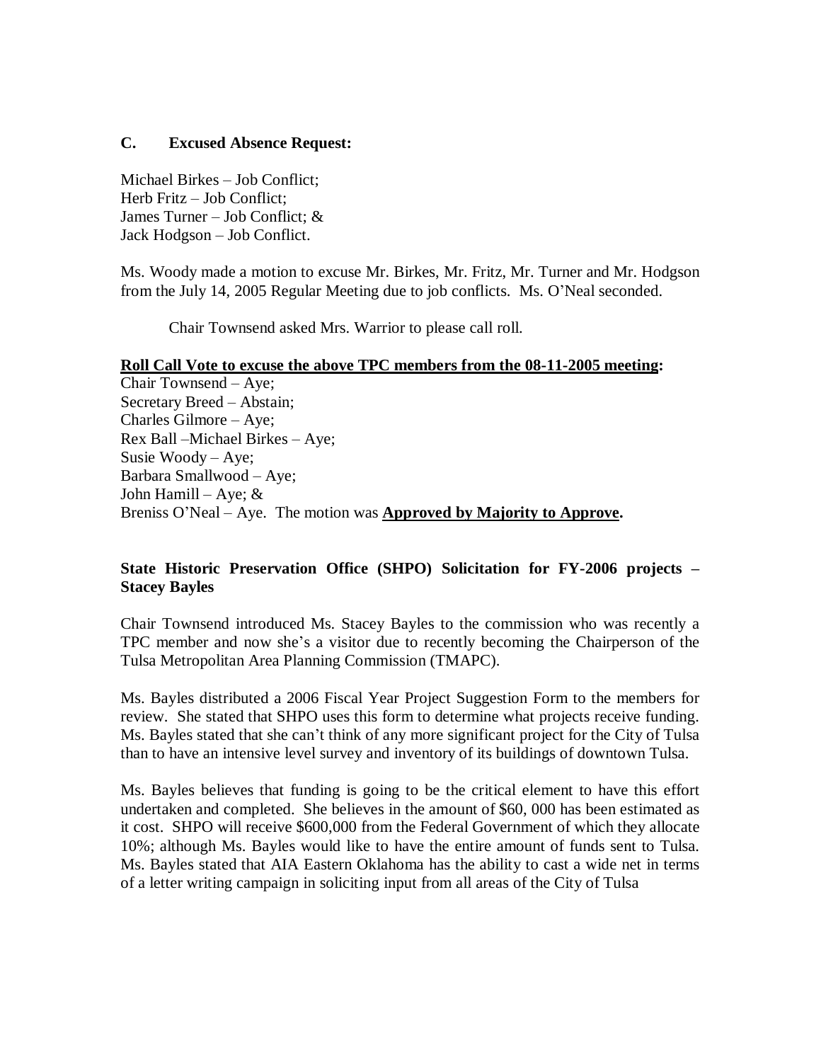## C. Excused Absence Request:

Michael Birkes – Job Conflict;
Herb Fritz – Job Conflict;
James Turner – Job Conflict; &
Jack Hodgson – Job Conflict.

Ms. Woody made a motion to excuse Mr. Birkes, Mr. Fritz, Mr. Turner and Mr. Hodgson from the July 14, 2005 Regular Meeting due to job conflicts. Ms. O'Neal seconded.

Chair Townsend asked Mrs. Warrior to please call roll.

**Roll Call Vote to excuse the above TPC members from the 08-11-2005 meeting:**
Chair Townsend – Aye;
Secretary Breed – Abstain;
Charles Gilmore – Aye;
Rex Ball –Michael Birkes – Aye;
Susie Woody – Aye;
Barbara Smallwood – Aye;
John Hamill – Aye; &
Breniss O'Neal – Aye. The motion was **Approved by Majority to Approve.**

**State Historic Preservation Office (SHPO) Solicitation for FY-2006 projects – Stacey Bayles**

Chair Townsend introduced Ms. Stacey Bayles to the commission who was recently a TPC member and now she's a visitor due to recently becoming the Chairperson of the Tulsa Metropolitan Area Planning Commission (TMAPC).

Ms. Bayles distributed a 2006 Fiscal Year Project Suggestion Form to the members for review. She stated that SHPO uses this form to determine what projects receive funding. Ms. Bayles stated that she can't think of any more significant project for the City of Tulsa than to have an intensive level survey and inventory of its buildings of downtown Tulsa.

Ms. Bayles believes that funding is going to be the critical element to have this effort undertaken and completed. She believes in the amount of $60, 000 has been estimated as it cost. SHPO will receive $600,000 from the Federal Government of which they allocate 10%; although Ms. Bayles would like to have the entire amount of funds sent to Tulsa. Ms. Bayles stated that AIA Eastern Oklahoma has the ability to cast a wide net in terms of a letter writing campaign in soliciting input from all areas of the City of Tulsa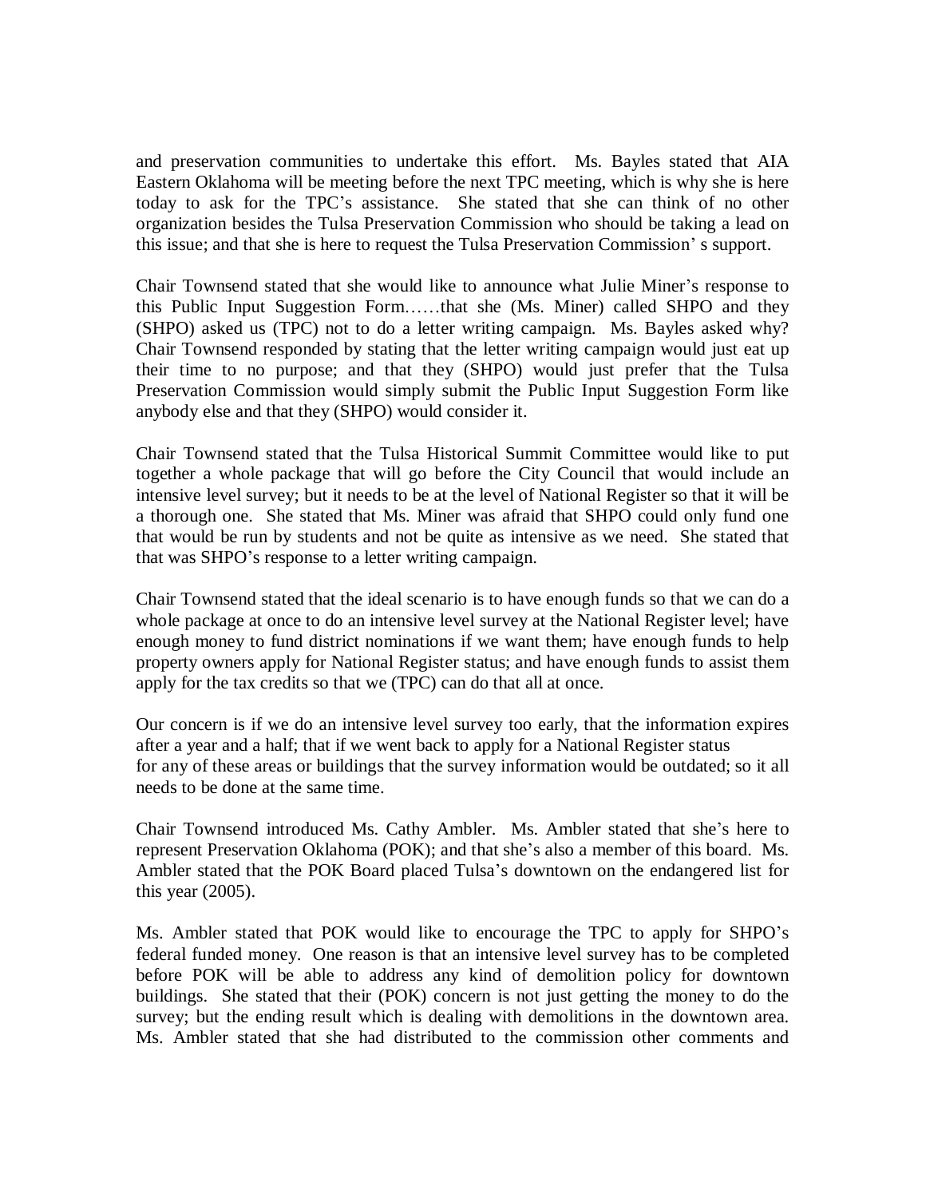and preservation communities to undertake this effort. Ms. Bayles stated that AIA Eastern Oklahoma will be meeting before the next TPC meeting, which is why she is here today to ask for the TPC's assistance. She stated that she can think of no other organization besides the Tulsa Preservation Commission who should be taking a lead on this issue; and that she is here to request the Tulsa Preservation Commission' s support.

Chair Townsend stated that she would like to announce what Julie Miner's response to this Public Input Suggestion Form……that she (Ms. Miner) called SHPO and they (SHPO) asked us (TPC) not to do a letter writing campaign. Ms. Bayles asked why? Chair Townsend responded by stating that the letter writing campaign would just eat up their time to no purpose; and that they (SHPO) would just prefer that the Tulsa Preservation Commission would simply submit the Public Input Suggestion Form like anybody else and that they (SHPO) would consider it.

Chair Townsend stated that the Tulsa Historical Summit Committee would like to put together a whole package that will go before the City Council that would include an intensive level survey; but it needs to be at the level of National Register so that it will be a thorough one. She stated that Ms. Miner was afraid that SHPO could only fund one that would be run by students and not be quite as intensive as we need. She stated that that was SHPO's response to a letter writing campaign.

Chair Townsend stated that the ideal scenario is to have enough funds so that we can do a whole package at once to do an intensive level survey at the National Register level; have enough money to fund district nominations if we want them; have enough funds to help property owners apply for National Register status; and have enough funds to assist them apply for the tax credits so that we (TPC) can do that all at once.

Our concern is if we do an intensive level survey too early, that the information expires after a year and a half; that if we went back to apply for a National Register status for any of these areas or buildings that the survey information would be outdated; so it all needs to be done at the same time.

Chair Townsend introduced Ms. Cathy Ambler. Ms. Ambler stated that she's here to represent Preservation Oklahoma (POK); and that she's also a member of this board. Ms. Ambler stated that the POK Board placed Tulsa's downtown on the endangered list for this year (2005).

Ms. Ambler stated that POK would like to encourage the TPC to apply for SHPO's federal funded money. One reason is that an intensive level survey has to be completed before POK will be able to address any kind of demolition policy for downtown buildings. She stated that their (POK) concern is not just getting the money to do the survey; but the ending result which is dealing with demolitions in the downtown area. Ms. Ambler stated that she had distributed to the commission other comments and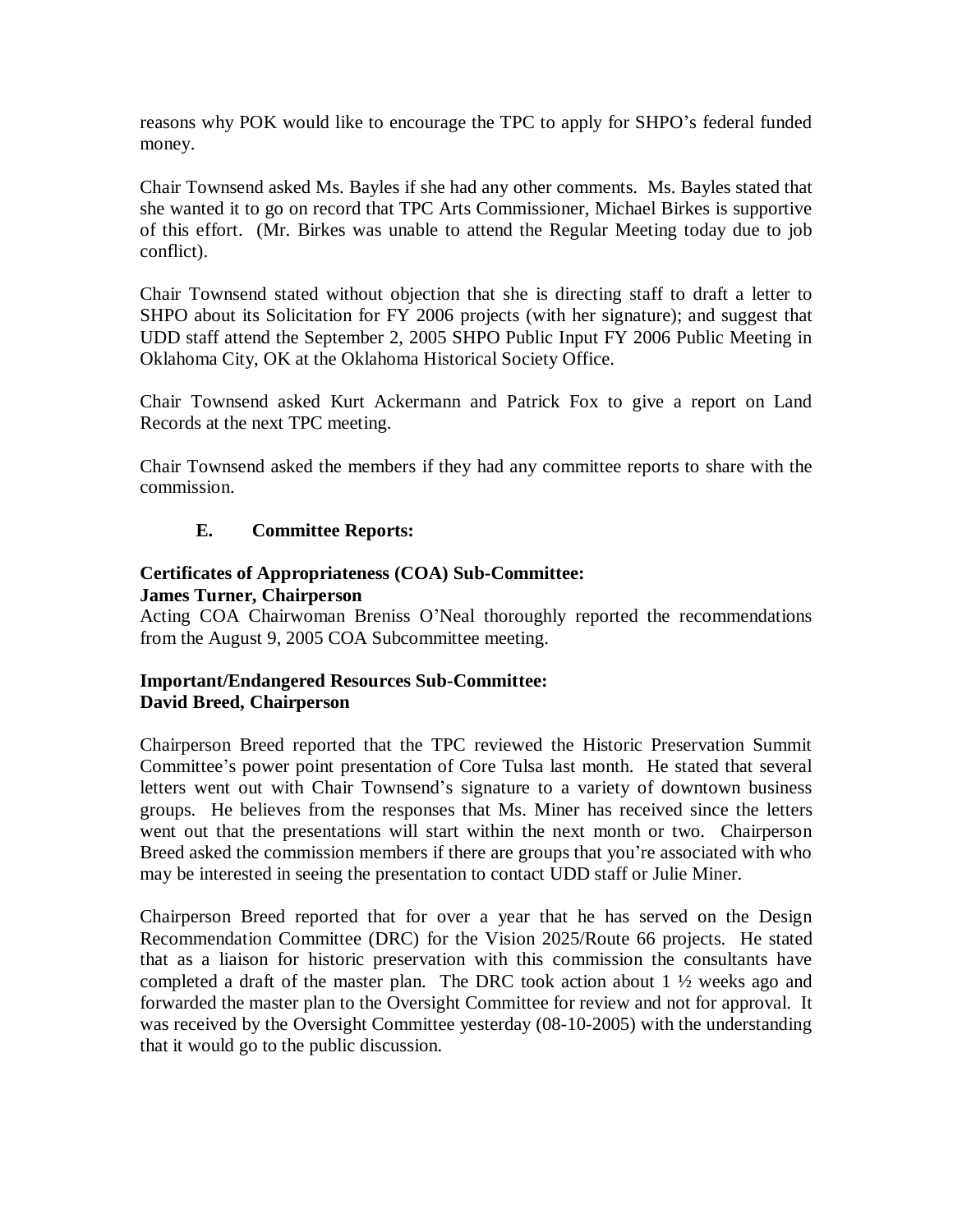reasons why POK would like to encourage the TPC to apply for SHPO's federal funded money.

Chair Townsend asked Ms. Bayles if she had any other comments. Ms. Bayles stated that she wanted it to go on record that TPC Arts Commissioner, Michael Birkes is supportive of this effort. (Mr. Birkes was unable to attend the Regular Meeting today due to job conflict).

Chair Townsend stated without objection that she is directing staff to draft a letter to SHPO about its Solicitation for FY 2006 projects (with her signature); and suggest that UDD staff attend the September 2, 2005 SHPO Public Input FY 2006 Public Meeting in Oklahoma City, OK at the Oklahoma Historical Society Office.

Chair Townsend asked Kurt Ackermann and Patrick Fox to give a report on Land Records at the next TPC meeting.

Chair Townsend asked the members if they had any committee reports to share with the commission.

**E. Committee Reports:**

**Certificates of Appropriateness (COA) Sub-Committee:**
**James Turner, Chairperson**

Acting COA Chairwoman Breniss O'Neal thoroughly reported the recommendations from the August 9, 2005 COA Subcommittee meeting.

**Important/Endangered Resources Sub-Committee:**
**David Breed, Chairperson**

Chairperson Breed reported that the TPC reviewed the Historic Preservation Summit Committee's power point presentation of Core Tulsa last month. He stated that several letters went out with Chair Townsend's signature to a variety of downtown business groups. He believes from the responses that Ms. Miner has received since the letters went out that the presentations will start within the next month or two. Chairperson Breed asked the commission members if there are groups that you're associated with who may be interested in seeing the presentation to contact UDD staff or Julie Miner.

Chairperson Breed reported that for over a year that he has served on the Design Recommendation Committee (DRC) for the Vision 2025/Route 66 projects. He stated that as a liaison for historic preservation with this commission the consultants have completed a draft of the master plan. The DRC took action about 1 ½ weeks ago and forwarded the master plan to the Oversight Committee for review and not for approval. It was received by the Oversight Committee yesterday (08-10-2005) with the understanding that it would go to the public discussion.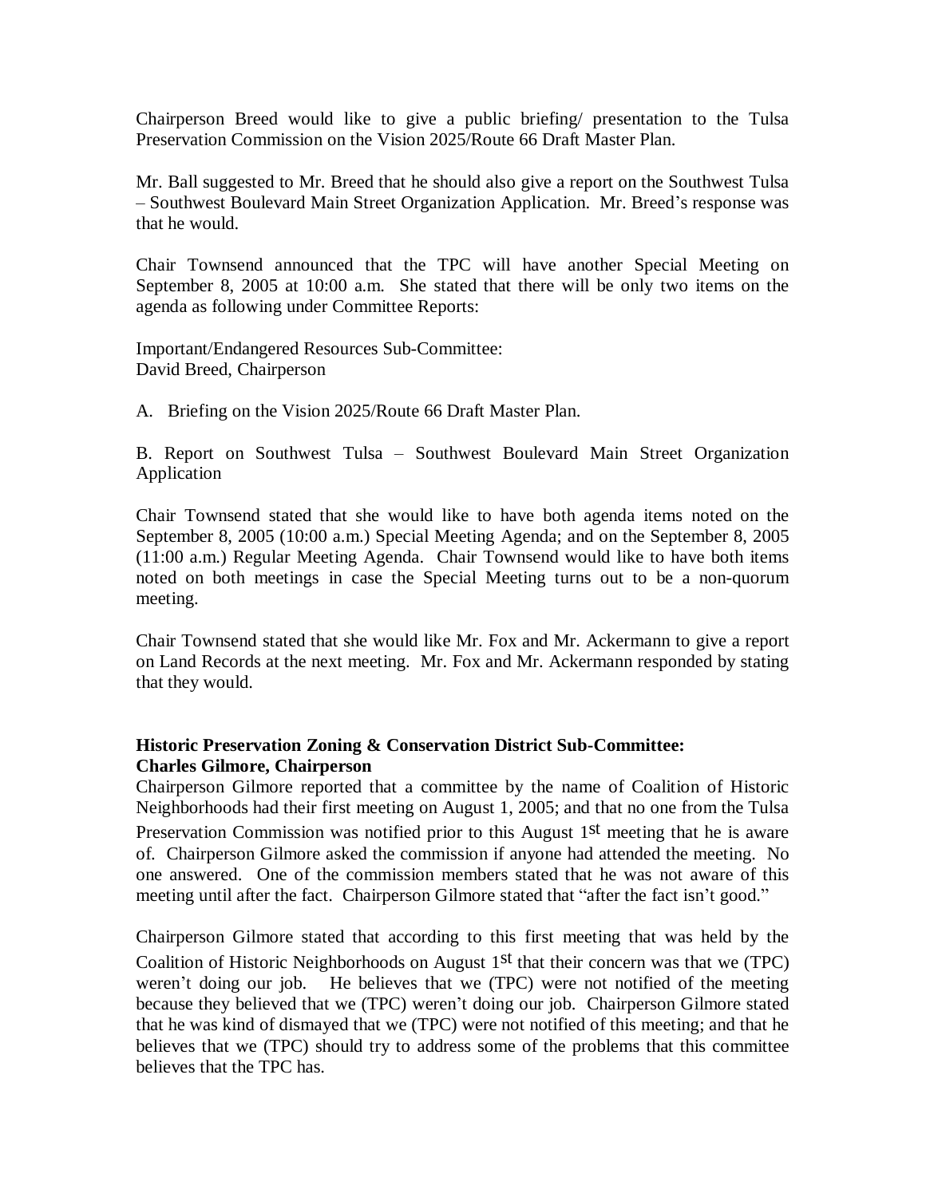Chairperson Breed would like to give a public briefing/ presentation to the Tulsa Preservation Commission on the Vision 2025/Route 66 Draft Master Plan.

Mr. Ball suggested to Mr. Breed that he should also give a report on the Southwest Tulsa – Southwest Boulevard Main Street Organization Application. Mr. Breed's response was that he would.

Chair Townsend announced that the TPC will have another Special Meeting on September 8, 2005 at 10:00 a.m. She stated that there will be only two items on the agenda as following under Committee Reports:

Important/Endangered Resources Sub-Committee:
David Breed, Chairperson

A. Briefing on the Vision 2025/Route 66 Draft Master Plan.

B. Report on Southwest Tulsa – Southwest Boulevard Main Street Organization Application

Chair Townsend stated that she would like to have both agenda items noted on the September 8, 2005 (10:00 a.m.) Special Meeting Agenda; and on the September 8, 2005 (11:00 a.m.) Regular Meeting Agenda. Chair Townsend would like to have both items noted on both meetings in case the Special Meeting turns out to be a non-quorum meeting.

Chair Townsend stated that she would like Mr. Fox and Mr. Ackermann to give a report on Land Records at the next meeting. Mr. Fox and Mr. Ackermann responded by stating that they would.

**Historic Preservation Zoning & Conservation District Sub-Committee:**
**Charles Gilmore, Chairperson**

Chairperson Gilmore reported that a committee by the name of Coalition of Historic Neighborhoods had their first meeting on August 1, 2005; and that no one from the Tulsa Preservation Commission was notified prior to this August 1st meeting that he is aware of. Chairperson Gilmore asked the commission if anyone had attended the meeting. No one answered. One of the commission members stated that he was not aware of this meeting until after the fact. Chairperson Gilmore stated that "after the fact isn't good."

Chairperson Gilmore stated that according to this first meeting that was held by the Coalition of Historic Neighborhoods on August 1st that their concern was that we (TPC) weren't doing our job. He believes that we (TPC) were not notified of the meeting because they believed that we (TPC) weren't doing our job. Chairperson Gilmore stated that he was kind of dismayed that we (TPC) were not notified of this meeting; and that he believes that we (TPC) should try to address some of the problems that this committee believes that the TPC has.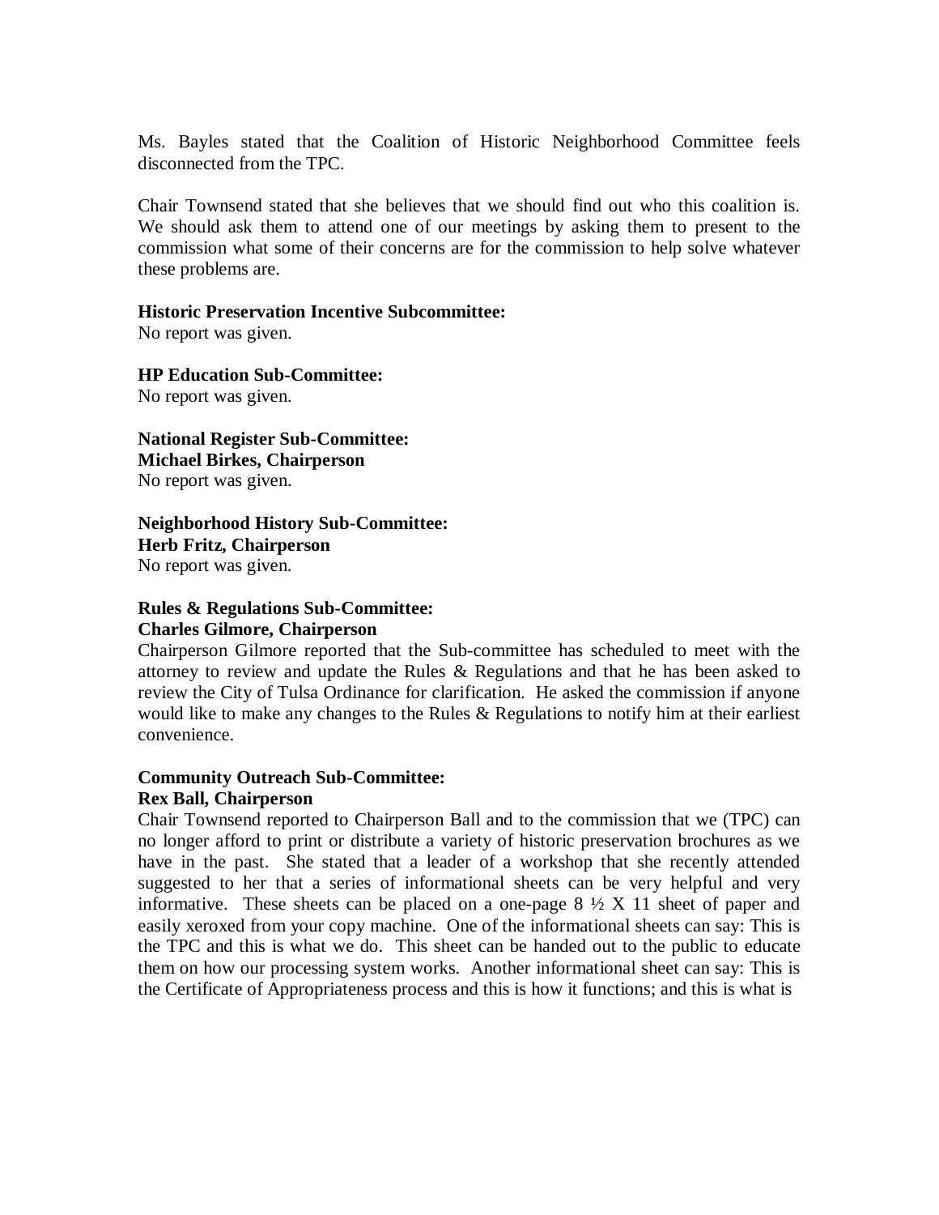Ms. Bayles stated that the Coalition of Historic Neighborhood Committee feels disconnected from the TPC.

Chair Townsend stated that she believes that we should find out who this coalition is. We should ask them to attend one of our meetings by asking them to present to the commission what some of their concerns are for the commission to help solve whatever these problems are.

**Historic Preservation Incentive Subcommittee:**
No report was given.

**HP Education Sub-Committee:**
No report was given.

**National Register Sub-Committee:**
**Michael Birkes, Chairperson**
No report was given.

**Neighborhood History Sub-Committee:**
**Herb Fritz, Chairperson**
No report was given.

**Rules & Regulations Sub-Committee:**
**Charles Gilmore, Chairperson**
Chairperson Gilmore reported that the Sub-committee has scheduled to meet with the attorney to review and update the Rules & Regulations and that he has been asked to review the City of Tulsa Ordinance for clarification. He asked the commission if anyone would like to make any changes to the Rules & Regulations to notify him at their earliest convenience.

**Community Outreach Sub-Committee:**
**Rex Ball, Chairperson**
Chair Townsend reported to Chairperson Ball and to the commission that we (TPC) can no longer afford to print or distribute a variety of historic preservation brochures as we have in the past. She stated that a leader of a workshop that she recently attended suggested to her that a series of informational sheets can be very helpful and very informative. These sheets can be placed on a one-page 8 ½ X 11 sheet of paper and easily xeroxed from your copy machine. One of the informational sheets can say: This is the TPC and this is what we do. This sheet can be handed out to the public to educate them on how our processing system works. Another informational sheet can say: This is the Certificate of Appropriateness process and this is how it functions; and this is what is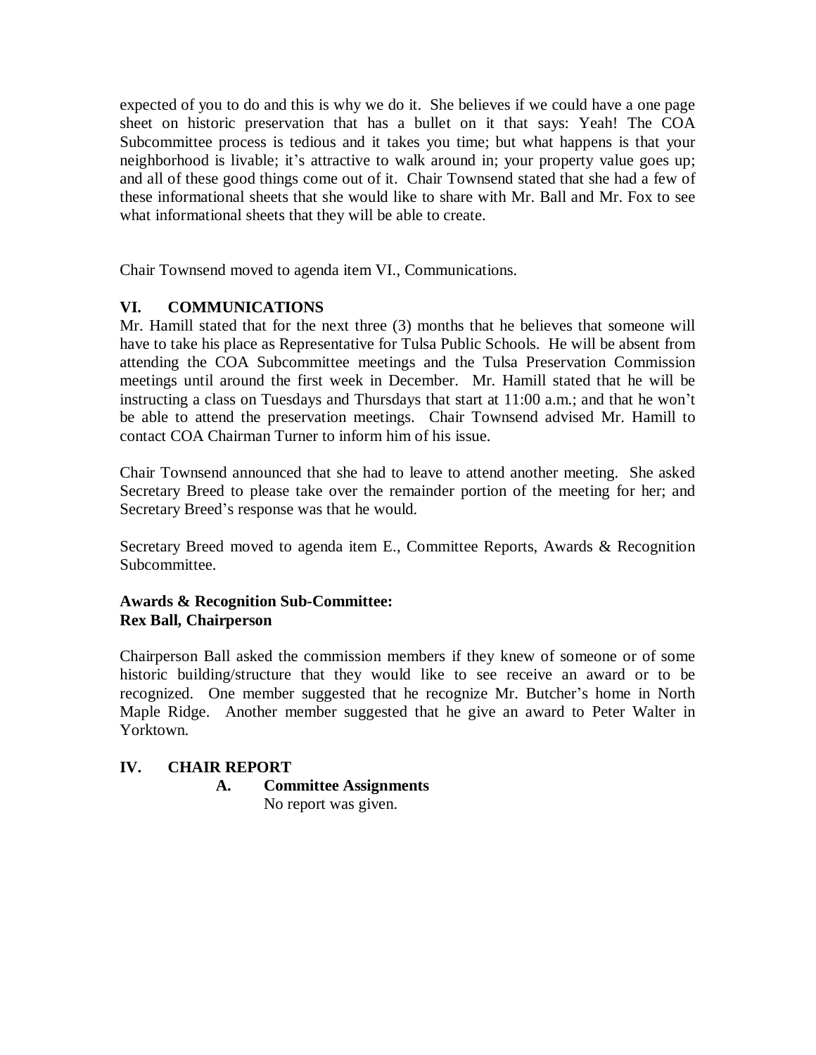expected of you to do and this is why we do it. She believes if we could have a one page sheet on historic preservation that has a bullet on it that says: Yeah! The COA Subcommittee process is tedious and it takes you time; but what happens is that your neighborhood is livable; it's attractive to walk around in; your property value goes up; and all of these good things come out of it. Chair Townsend stated that she had a few of these informational sheets that she would like to share with Mr. Ball and Mr. Fox to see what informational sheets that they will be able to create.

Chair Townsend moved to agenda item VI., Communications.

## VI. COMMUNICATIONS

Mr. Hamill stated that for the next three (3) months that he believes that someone will have to take his place as Representative for Tulsa Public Schools. He will be absent from attending the COA Subcommittee meetings and the Tulsa Preservation Commission meetings until around the first week in December. Mr. Hamill stated that he will be instructing a class on Tuesdays and Thursdays that start at 11:00 a.m.; and that he won't be able to attend the preservation meetings. Chair Townsend advised Mr. Hamill to contact COA Chairman Turner to inform him of his issue.

Chair Townsend announced that she had to leave to attend another meeting. She asked Secretary Breed to please take over the remainder portion of the meeting for her; and Secretary Breed's response was that he would.

Secretary Breed moved to agenda item E., Committee Reports, Awards & Recognition Subcommittee.

**Awards & Recognition Sub-Committee:**
**Rex Ball, Chairperson**

Chairperson Ball asked the commission members if they knew of someone or of some historic building/structure that they would like to see receive an award or to be recognized. One member suggested that he recognize Mr. Butcher's home in North Maple Ridge. Another member suggested that he give an award to Peter Walter in Yorktown.

## IV. CHAIR REPORT

**A. Committee Assignments**

No report was given.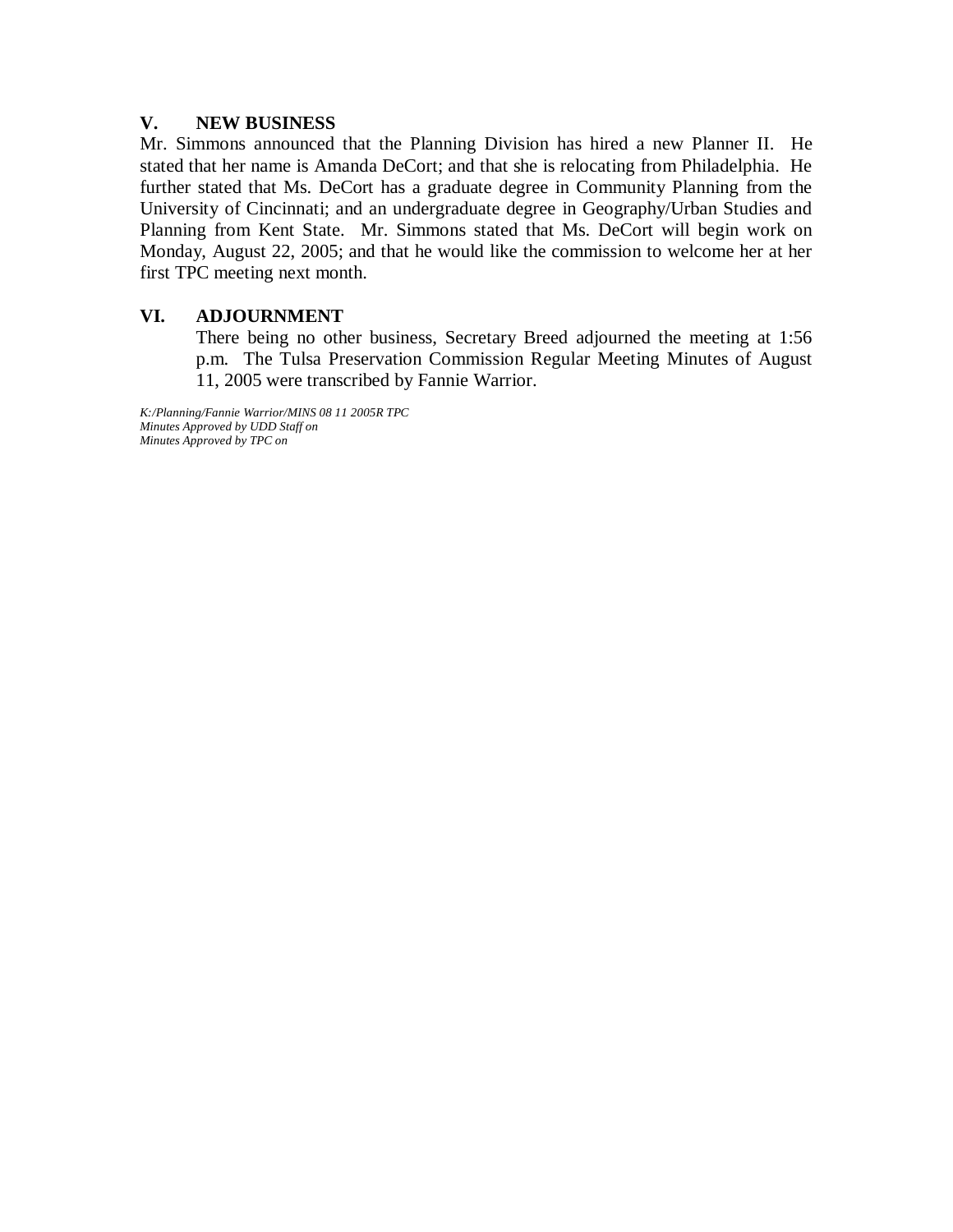## V. NEW BUSINESS

Mr. Simmons announced that the Planning Division has hired a new Planner II. He stated that her name is Amanda DeCort; and that she is relocating from Philadelphia. He further stated that Ms. DeCort has a graduate degree in Community Planning from the University of Cincinnati; and an undergraduate degree in Geography/Urban Studies and Planning from Kent State. Mr. Simmons stated that Ms. DeCort will begin work on Monday, August 22, 2005; and that he would like the commission to welcome her at her first TPC meeting next month.

## VI. ADJOURNMENT

There being no other business, Secretary Breed adjourned the meeting at 1:56 p.m. The Tulsa Preservation Commission Regular Meeting Minutes of August 11, 2005 were transcribed by Fannie Warrior.

*K:/Planning/Fannie Warrior/MINS 08 11 2005R TPC*
*Minutes Approved by UDD Staff on*
*Minutes Approved by TPC on*